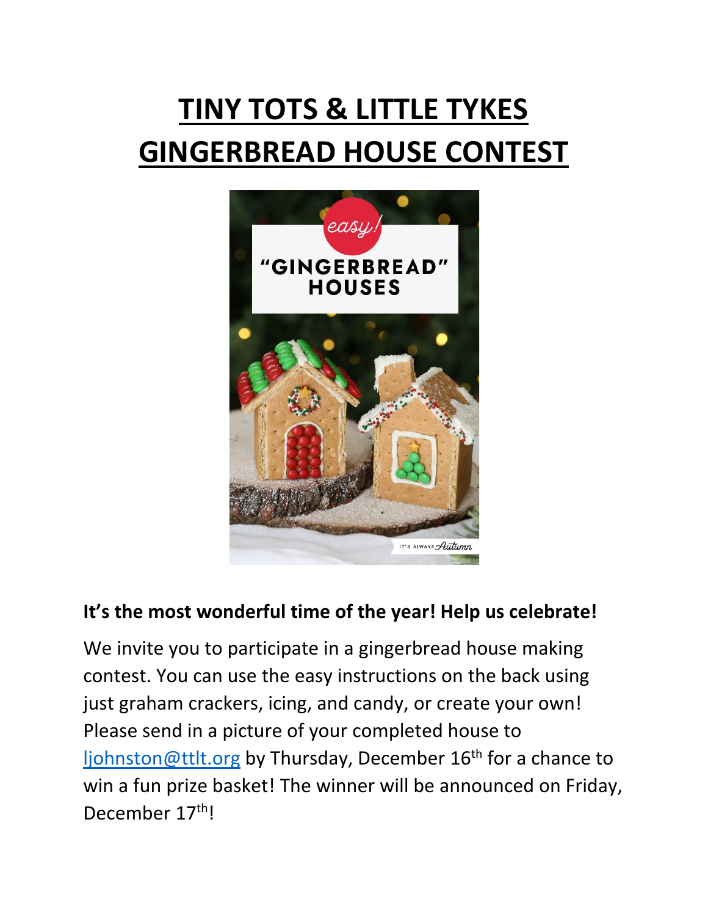# TINY TOTS & LITTLE TYKES GINGERBREAD HOUSE CONTEST

**It's the most wonderful time of the year! Help us celebrate!**

We invite you to participate in a gingerbread house making contest. You can use the easy instructions on the back using just graham crackers, icing, and candy, or create your own! Please send in a picture of your completed house to ljohnston@ttlt.org by Thursday, December 16th for a chance to win a fun prize basket! The winner will be announced on Friday, December 17th!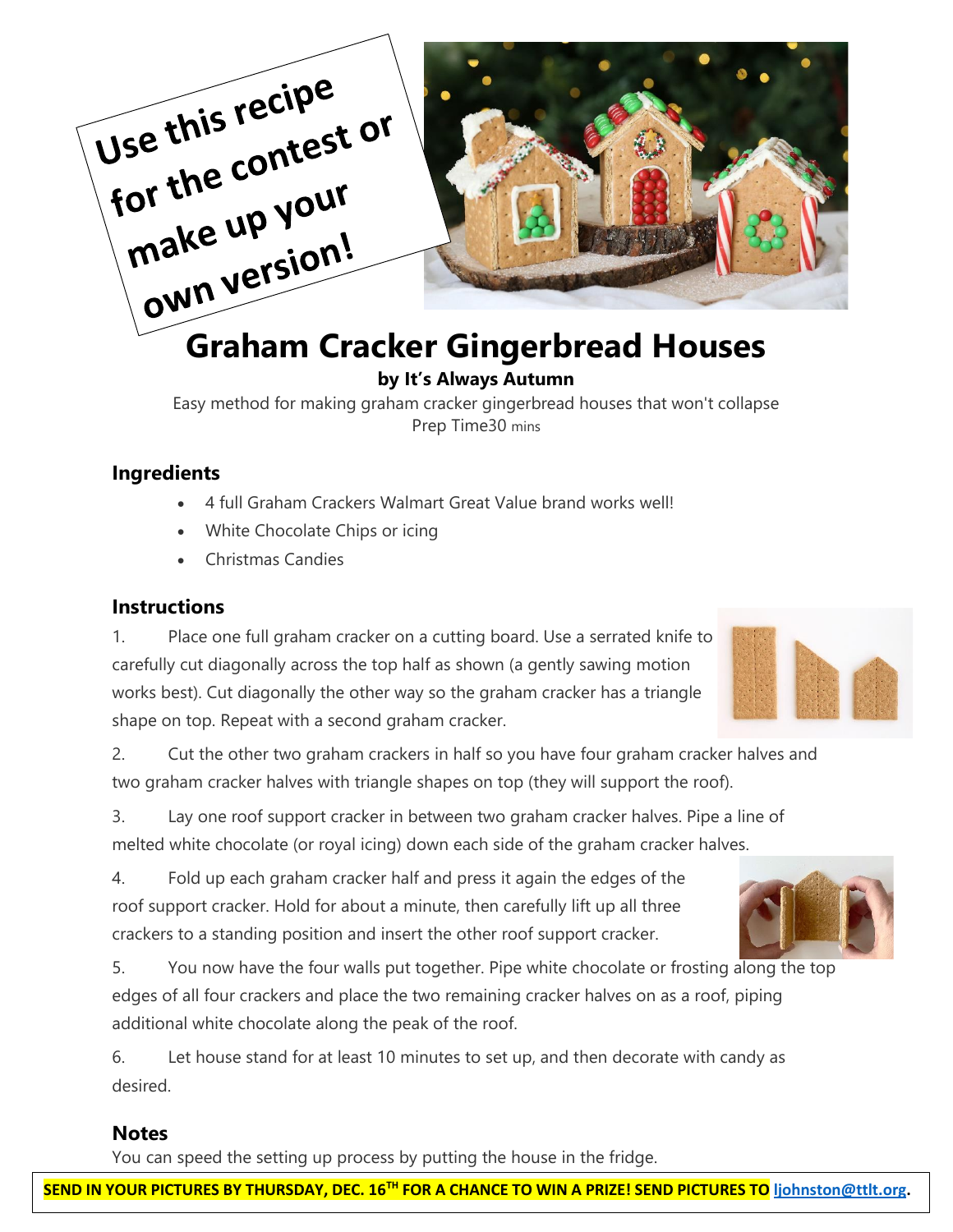Use this recipe for the contest or make up your own version!

# Graham Cracker Gingerbread Houses

**by It's Always Autumn**

Easy method for making graham cracker gingerbread houses that won't collapse

Prep Time30 mins

## Ingredients

- 4 full Graham Crackers Walmart Great Value brand works well!
- White Chocolate Chips or icing
- Christmas Candies

## Instructions

1. Place one full graham cracker on a cutting board. Use a serrated knife to carefully cut diagonally across the top half as shown (a gently sawing motion works best). Cut diagonally the other way so the graham cracker has a triangle shape on top. Repeat with a second graham cracker.

2. Cut the other two graham crackers in half so you have four graham cracker halves and two graham cracker halves with triangle shapes on top (they will support the roof).

3. Lay one roof support cracker in between two graham cracker halves. Pipe a line of melted white chocolate (or royal icing) down each side of the graham cracker halves.

4. Fold up each graham cracker half and press it again the edges of the roof support cracker. Hold for about a minute, then carefully lift up all three crackers to a standing position and insert the other roof support cracker.

5. You now have the four walls put together. Pipe white chocolate or frosting along the top edges of all four crackers and place the two remaining cracker halves on as a roof, piping additional white chocolate along the peak of the roof.

6. Let house stand for at least 10 minutes to set up, and then decorate with candy as desired.

## Notes

You can speed the setting up process by putting the house in the fridge.

**SEND IN YOUR PICTURES BY THURSDAY, DEC. 16TH FOR A CHANCE TO WIN A PRIZE! SEND PICTURES TO ljohnston@ttlt.org.**